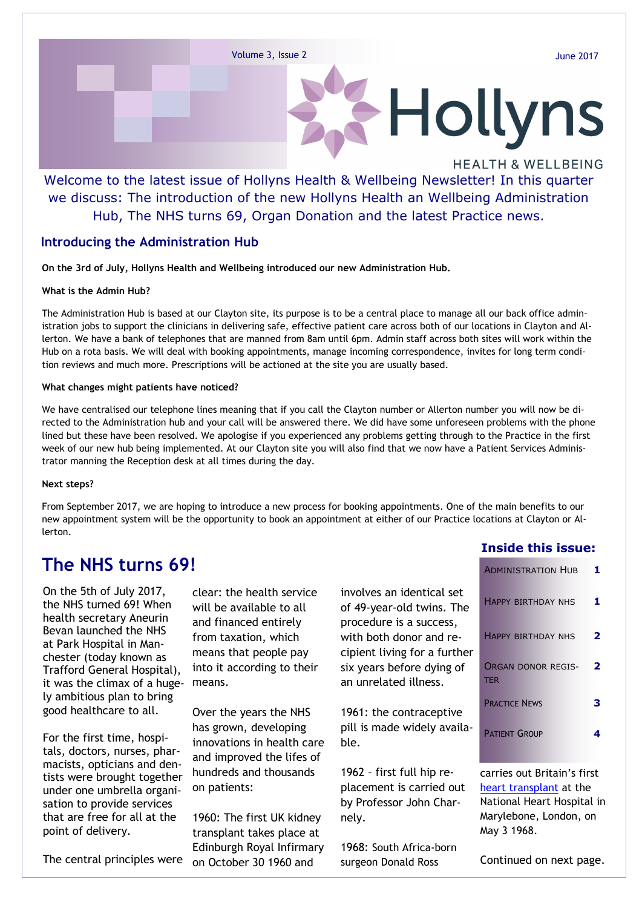# Hollyns

HEALTH & WELLBEING

Welcome to the latest issue of Hollyns Health & Wellbeing Newsletter! In this quarter we discuss: The introduction of the new Hollyns Health an Wellbeing Administration Hub, The NHS turns 69, Organ Donation and the latest Practice news.

## Introducing the Administration Hub

**On the 3rd of July, Hollyns Health and Wellbeing introduced our new Administration Hub.**

**What is the Admin Hub?**

The Administration Hub is based at our Clayton site, its purpose is to be a central place to manage all our back office administration jobs to support the clinicians in delivering safe, effective patient care across both of our locations in Clayton and Allerton. We have a bank of telephones that are manned from 8am until 6pm. Admin staff across both sites will work within the Hub on a rota basis. We will deal with booking appointments, manage incoming correspondence, invites for long term condition reviews and much more. Prescriptions will be actioned at the site you are usually based.

**What changes might patients have noticed?**

We have centralised our telephone lines meaning that if you call the Clayton number or Allerton number you will now be directed to the Administration hub and your call will be answered there. We did have some unforeseen problems with the phone lined but these have been resolved. We apologise if you experienced any problems getting through to the Practice in the first week of our new hub being implemented. At our Clayton site you will also find that we now have a Patient Services Administrator manning the Reception desk at all times during the day.

**Next steps?**

From September 2017, we are hoping to introduce a new process for booking appointments. One of the main benefits to our new appointment system will be the opportunity to book an appointment at either of our Practice locations at Clayton or Allerton.

## The NHS turns 69!

On the 5th of July 2017, the NHS turned 69! When health secretary Aneurin Bevan launched the NHS at Park Hospital in Manchester (today known as Trafford General Hospital), it was the climax of a hugely ambitious plan to bring good healthcare to all.

For the first time, hospitals, doctors, nurses, pharmacists, opticians and dentists were brought together under one umbrella organisation to provide services that are free for all at the point of delivery.

The central principles were clear: the health service will be available to all and financed entirely from taxation, which means that people pay into it according to their means.

Over the years the NHS has grown, developing innovations in health care and improved the lifes of hundreds and thousands on patients:

1960: The first UK kidney transplant takes place at Edinburgh Royal Infirmary on October 30 1960 and involves an identical set of 49-year-old twins. The procedure is a success, with both donor and recipient living for a further six years before dying of an unrelated illness.

1961: the contraceptive pill is made widely available.

1962 – first full hip replacement is carried out by Professor John Charnely.

1968: South Africa-born surgeon Donald Ross carries out Britain's first heart transplant at the National Heart Hospital in Marylebone, London, on May 3 1968.

Continued on next page.

### Inside this issue:

| | |
|---|---|
| Administration Hub | 1 |
| Happy birthday NHS | 1 |
| Happy birthday NHS | 2 |
| Organ donor register | 2 |
| Practice News | 3 |
| Patient Group | 4 |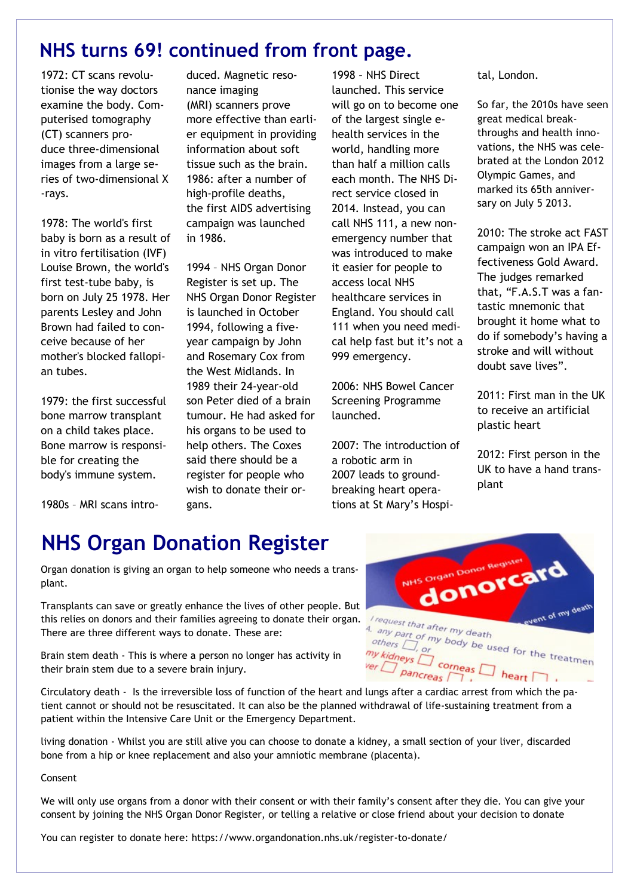## NHS turns 69! continued from front page.

1972: CT scans revolutionise the way doctors examine the body. Computerised tomography (CT) scanners produce three-dimensional images from a large series of two-dimensional X-rays.

1978: The world's first baby is born as a result of in vitro fertilisation (IVF) Louise Brown, the world's first test-tube baby, is born on July 25 1978. Her parents Lesley and John Brown had failed to conceive because of her mother's blocked fallopian tubes.

1979: the first successful bone marrow transplant on a child takes place. Bone marrow is responsible for creating the body's immune system.

1980s – MRI scans introduced. Magnetic resonance imaging (MRI) scanners prove more effective than earlier equipment in providing information about soft tissue such as the brain.
1986: after a number of high-profile deaths, the first AIDS advertising campaign was launched in 1986.

1994 – NHS Organ Donor Register is set up. The NHS Organ Donor Register is launched in October 1994, following a five-year campaign by John and Rosemary Cox from the West Midlands. In 1989 their 24-year-old son Peter died of a brain tumour. He had asked for his organs to be used to help others. The Coxes said there should be a register for people who wish to donate their organs.

1998 – NHS Direct launched. This service will go on to become one of the largest single e-health services in the world, handling more than half a million calls each month. The NHS Direct service closed in 2014. Instead, you can call NHS 111, a new non-emergency number that was introduced to make it easier for people to access local NHS healthcare services in England. You should call 111 when you need medical help fast but it's not a 999 emergency.

2006: NHS Bowel Cancer Screening Programme launched.

2007: The introduction of a robotic arm in 2007 leads to groundbreaking heart operations at St Mary's Hospital, London.

So far, the 2010s have seen great medical breakthroughs and health innovations, the NHS was celebrated at the London 2012 Olympic Games, and marked its 65th anniversary on July 5 2013.

2010: The stroke act FAST campaign won an IPA Effectiveness Gold Award. The judges remarked that, "F.A.S.T was a fantastic mnemonic that brought it home what to do if somebody's having a stroke and will without doubt save lives".

2011: First man in the UK to receive an artificial plastic heart

2012: First person in the UK to have a hand transplant

## NHS Organ Donation Register

Organ donation is giving an organ to help someone who needs a transplant.

Transplants can save or greatly enhance the lives of other people. But this relies on donors and their families agreeing to donate their organ. There are three different ways to donate. These are:

Brain stem death - This is where a person no longer has activity in their brain stem due to a severe brain injury.

Circulatory death - Is the irreversible loss of function of the heart and lungs after a cardiac arrest from which the patient cannot or should not be resuscitated. It can also be the planned withdrawal of life-sustaining treatment from a patient within the Intensive Care Unit or the Emergency Department.

living donation - Whilst you are still alive you can choose to donate a kidney, a small section of your liver, discarded bone from a hip or knee replacement and also your amniotic membrane (placenta).

Consent

We will only use organs from a donor with their consent or with their family's consent after they die. You can give your consent by joining the NHS Organ Donor Register, or telling a relative or close friend about your decision to donate

You can register to donate here: https://www.organdonation.nhs.uk/register-to-donate/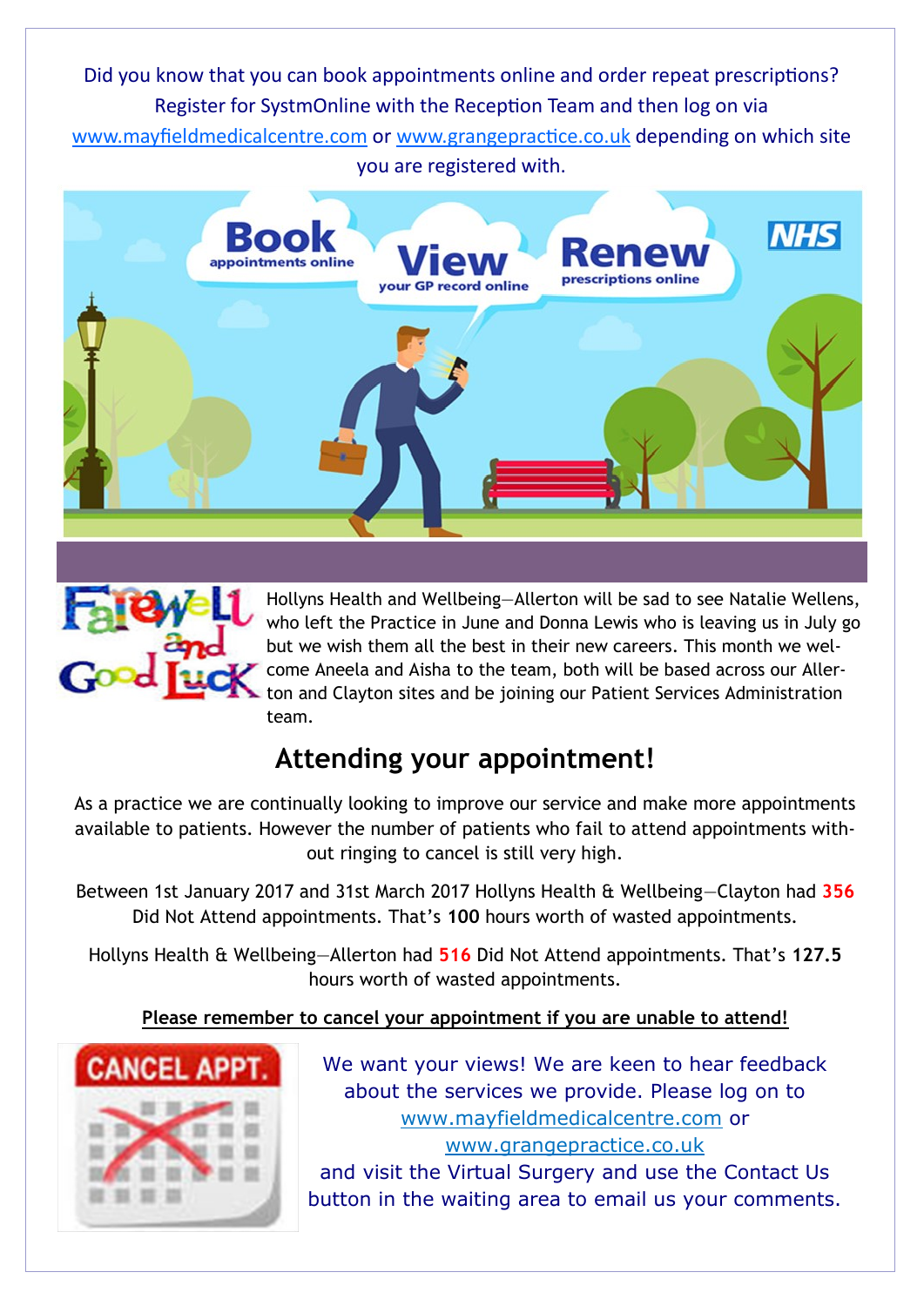Did you know that you can book appointments online and order repeat prescriptions? Register for SystmOnline with the Reception Team and then log on via www.mayfieldmedicalcentre.com or www.grangepractice.co.uk depending on which site you are registered with.

Hollyns Health and Wellbeing—Allerton will be sad to see Natalie Wellens, who left the Practice in June and Donna Lewis who is leaving us in July go but we wish them all the best in their new careers. This month we welcome Aneela and Aisha to the team, both will be based across our Allerton and Clayton sites and be joining our Patient Services Administration team.

## Attending your appointment!

As a practice we are continually looking to improve our service and make more appointments available to patients. However the number of patients who fail to attend appointments without ringing to cancel is still very high.

Between 1st January 2017 and 31st March 2017 Hollyns Health & Wellbeing—Clayton had **356** Did Not Attend appointments. That's **100** hours worth of wasted appointments.

Hollyns Health & Wellbeing—Allerton had **516** Did Not Attend appointments. That's **127.5** hours worth of wasted appointments.

**Please remember to cancel your appointment if you are unable to attend!**

We want your views! We are keen to hear feedback about the services we provide. Please log on to www.mayfieldmedicalcentre.com or www.grangepractice.co.uk and visit the Virtual Surgery and use the Contact Us button in the waiting area to email us your comments.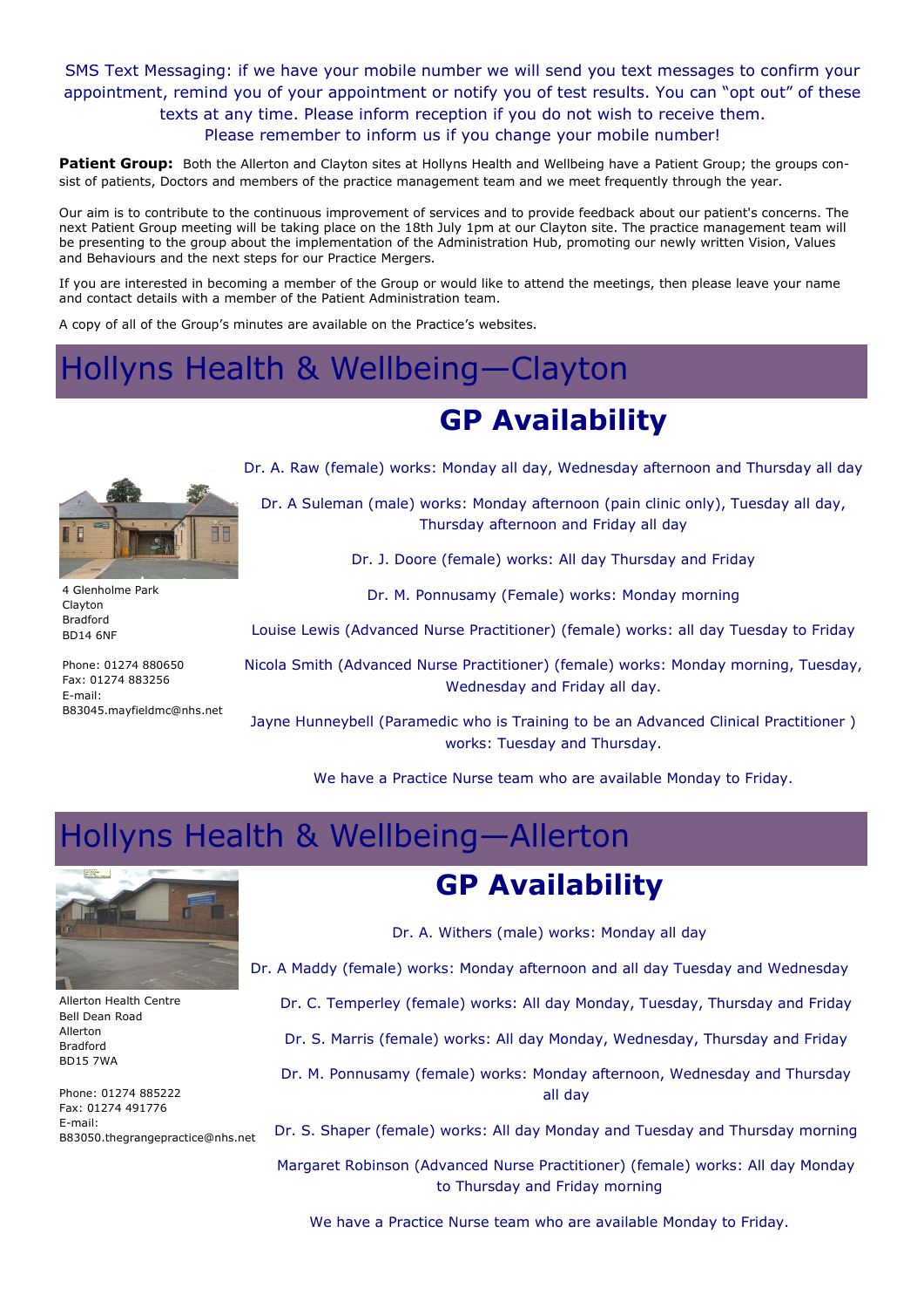SMS Text Messaging: if we have your mobile number we will send you text messages to confirm your appointment, remind you of your appointment or notify you of test results. You can "opt out" of these texts at any time. Please inform reception if you do not wish to receive them. Please remember to inform us if you change your mobile number!

**Patient Group:** Both the Allerton and Clayton sites at Hollyns Health and Wellbeing have a Patient Group; the groups consist of patients, Doctors and members of the practice management team and we meet frequently through the year.

Our aim is to contribute to the continuous improvement of services and to provide feedback about our patient's concerns. The next Patient Group meeting will be taking place on the 18th July 1pm at our Clayton site. The practice management team will be presenting to the group about the implementation of the Administration Hub, promoting our newly written Vision, Values and Behaviours and the next steps for our Practice Mergers.

If you are interested in becoming a member of the Group or would like to attend the meetings, then please leave your name and contact details with a member of the Patient Administration team.

A copy of all of the Group's minutes are available on the Practice's websites.

# Hollyns Health & Wellbeing—Clayton

4 Glenholme Park
Clayton
Bradford
BD14 6NF

Phone: 01274 880650
Fax: 01274 883256
E-mail:
B83045.mayfieldmc@nhs.net

## GP Availability

Dr. A. Raw (female) works: Monday all day, Wednesday afternoon and Thursday all day

Dr. A Suleman (male) works: Monday afternoon (pain clinic only), Tuesday all day, Thursday afternoon and Friday all day

Dr. J. Doore (female) works: All day Thursday and Friday

Dr. M. Ponnusamy (Female) works: Monday morning

Louise Lewis (Advanced Nurse Practitioner) (female) works: all day Tuesday to Friday

Nicola Smith (Advanced Nurse Practitioner) (female) works: Monday morning, Tuesday, Wednesday and Friday all day.

Jayne Hunneybell (Paramedic who is Training to be an Advanced Clinical Practitioner ) works: Tuesday and Thursday.

We have a Practice Nurse team who are available Monday to Friday.

# Hollyns Health & Wellbeing—Allerton

Allerton Health Centre
Bell Dean Road
Allerton
Bradford
BD15 7WA

Phone: 01274 885222
Fax: 01274 491776
E-mail:
B83050.thegrangepractice@nhs.net

## GP Availability

Dr. A. Withers (male) works: Monday all day

Dr. A Maddy (female) works: Monday afternoon and all day Tuesday and Wednesday

Dr. C. Temperley (female) works: All day Monday, Tuesday, Thursday and Friday

Dr. S. Marris (female) works: All day Monday, Wednesday, Thursday and Friday

Dr. M. Ponnusamy (female) works: Monday afternoon, Wednesday and Thursday all day

Dr. S. Shaper (female) works: All day Monday and Tuesday and Thursday morning

Margaret Robinson (Advanced Nurse Practitioner) (female) works: All day Monday to Thursday and Friday morning

We have a Practice Nurse team who are available Monday to Friday.